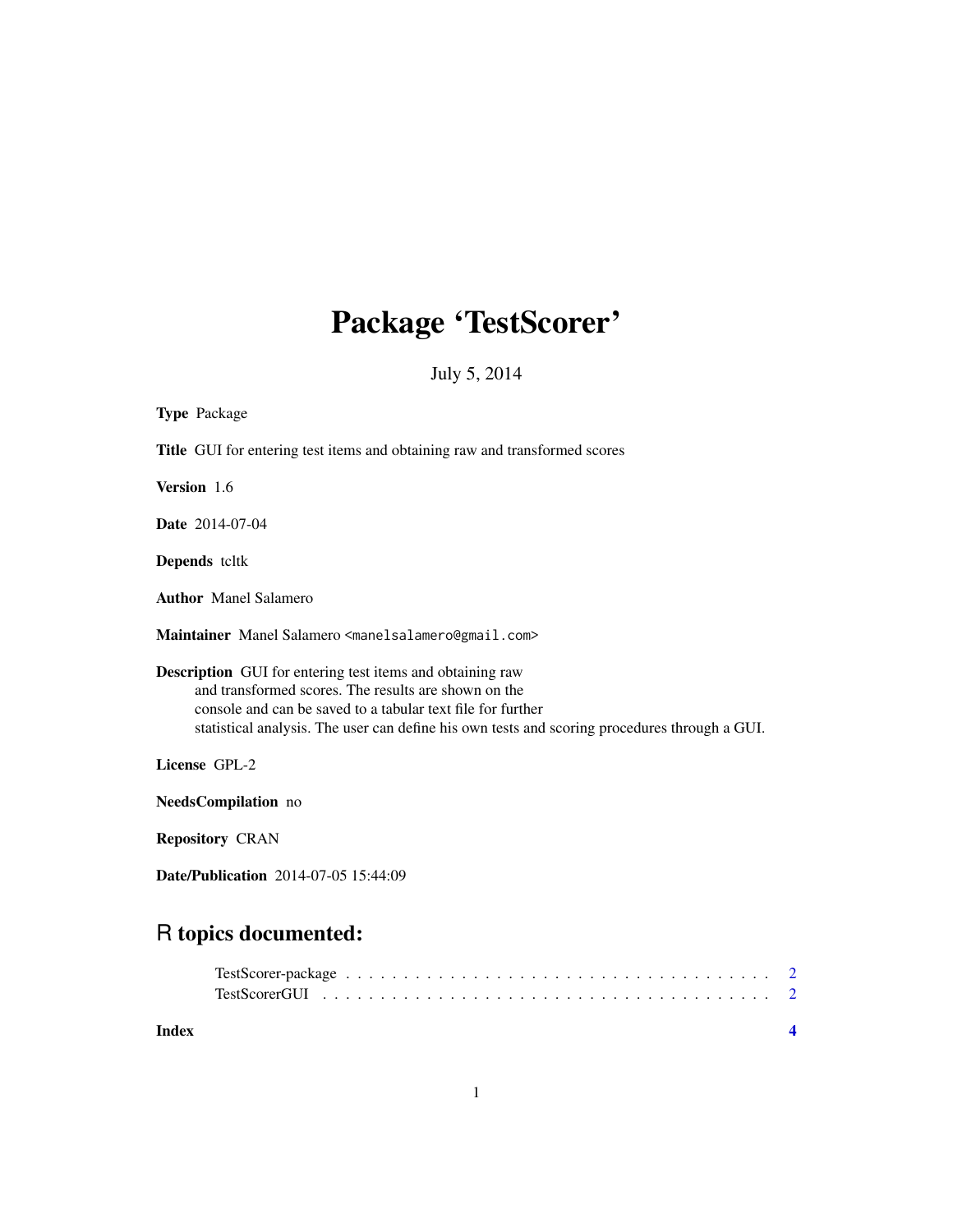# Package 'TestScorer'

July 5, 2014

**Type** Package

**Title** GUI for entering test items and obtaining raw and transformed scores

**Version** 1.6

**Date** 2014-07-04

**Depends** tcltk

**Author** Manel Salamero

**Maintainer** Manel Salamero <manelsalamero@gmail.com>

**Description** GUI for entering test items and obtaining raw
and transformed scores. The results are shown on the
console and can be saved to a tabular text file for further
statistical analysis. The user can define his own tests and scoring procedures through a GUI.

**License** GPL-2

**NeedsCompilation** no

**Repository** CRAN

**Date/Publication** 2014-07-05 15:44:09

## R topics documented:

TestScorer-package . . . . . . . . . . . . . . . . . . . . . . . . . . . . . . . . . . . . . 2
TestScorerGUI . . . . . . . . . . . . . . . . . . . . . . . . . . . . . . . . . . . . . . . 2

**Index** **4**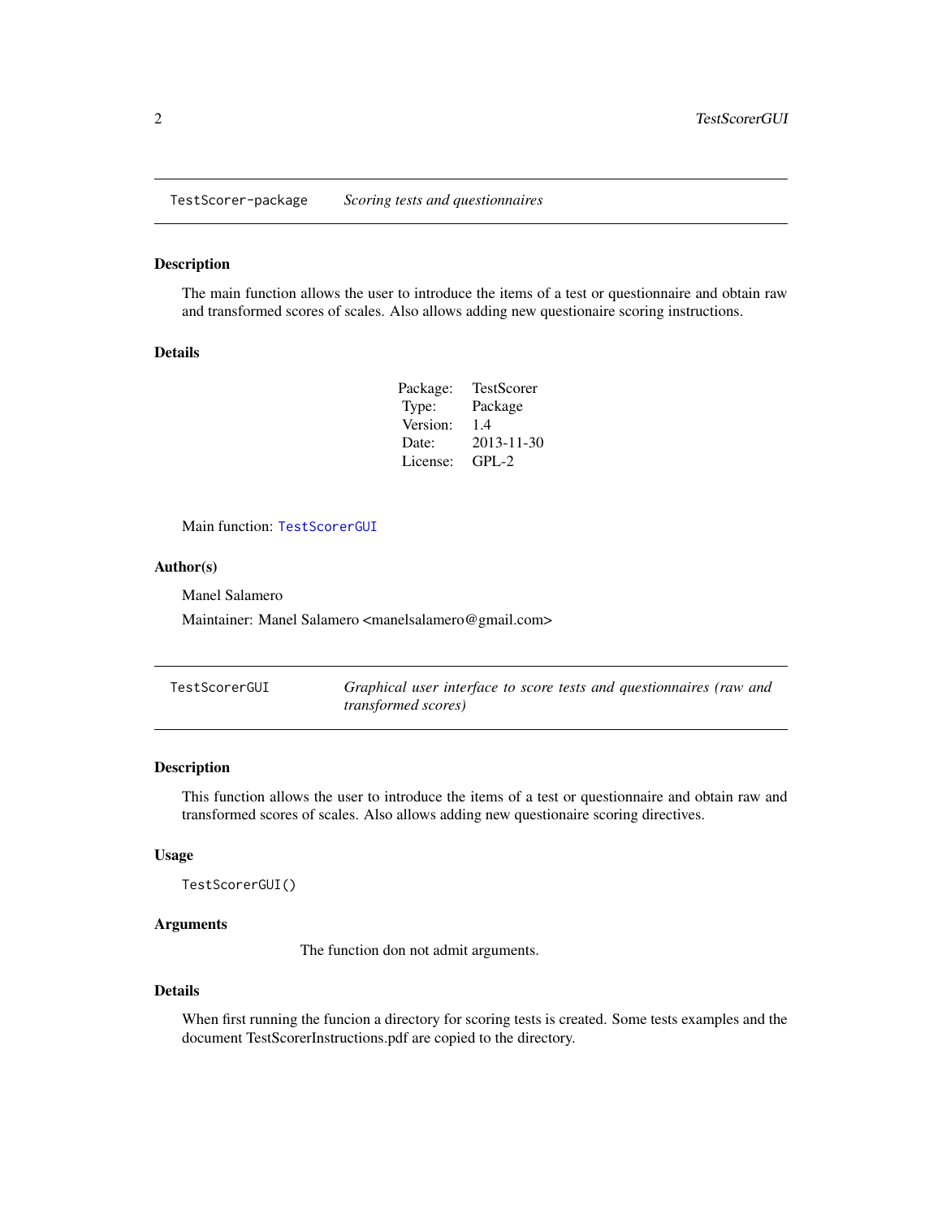## TestScorer-package    *Scoring tests and questionnaires*

### Description

The main function allows the user to introduce the items of a test or questionnaire and obtain raw and transformed scores of scales. Also allows adding new questionaire scoring instructions.

### Details

| | |
|---|---|
| Package: | TestScorer |
| Type: | Package |
| Version: | 1.4 |
| Date: | 2013-11-30 |
| License: | GPL-2 |

Main function: TestScorerGUI

### Author(s)

Manel Salamero

Maintainer: Manel Salamero <manelsalamero@gmail.com>

## TestScorerGUI    *Graphical user interface to score tests and questionnaires (raw and transformed scores)*

### Description

This function allows the user to introduce the items of a test or questionnaire and obtain raw and transformed scores of scales. Also allows adding new questionaire scoring directives.

### Usage

```
TestScorerGUI()
```

### Arguments

The function don not admit arguments.

### Details

When first running the funcion a directory for scoring tests is created. Some tests examples and the document TestScorerInstructions.pdf are copied to the directory.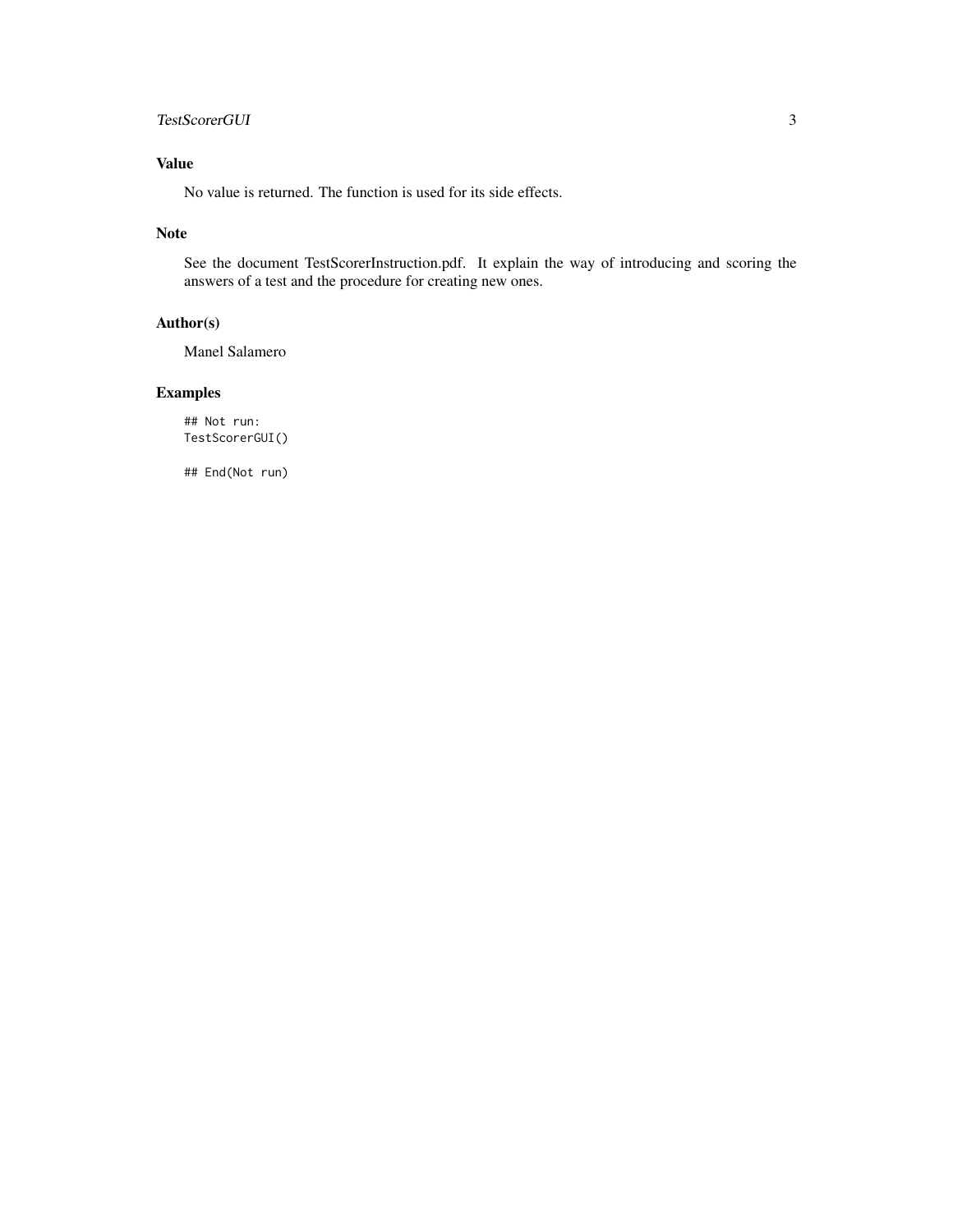## Value

No value is returned. The function is used for its side effects.

## Note

See the document TestScorerInstruction.pdf. It explain the way of introducing and scoring the answers of a test and the procedure for creating new ones.

## Author(s)

Manel Salamero

## Examples

```
## Not run:
TestScorerGUI()

## End(Not run)
```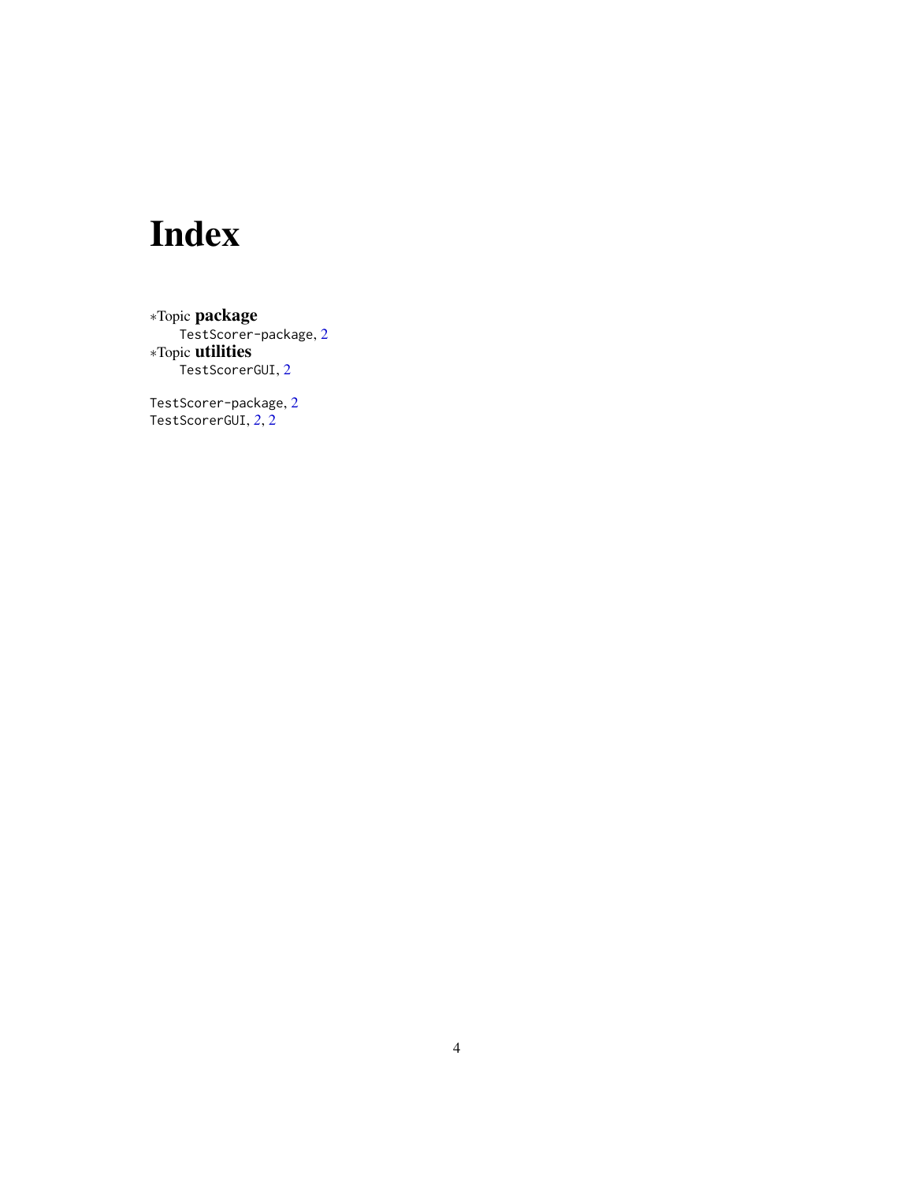# Index

∗Topic **package**
    TestScorer-package, 2
∗Topic **utilities**
    TestScorerGUI, 2

TestScorer-package, 2
TestScorerGUI, *2*, 2